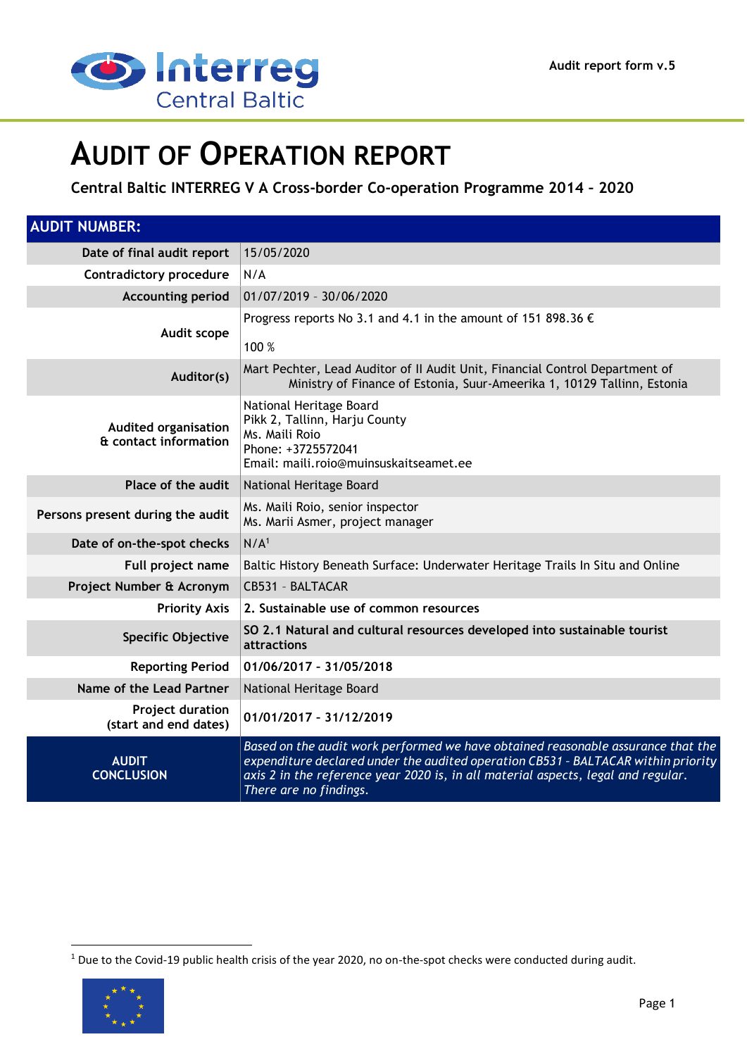Audit report form v.5

# AUDIT OF OPERATION REPORT

**Central Baltic INTERREG V A Cross-border Co-operation Programme 2014 – 2020**

| AUDIT NUMBER: | |
|---|---|
| Date of final audit report | 15/05/2020 |
| Contradictory procedure | N/A |
| Accounting period | 01/07/2019 – 30/06/2020 |
| Audit scope | Progress reports No 3.1 and 4.1 in the amount of 151 898.36 €<br><br>100 % |
| Auditor(s) | Mart Pechter, Lead Auditor of II Audit Unit, Financial Control Department of Ministry of Finance of Estonia, Suur-Ameerika 1, 10129 Tallinn, Estonia |
| Audited organisation & contact information | National Heritage Board<br>Pikk 2, Tallinn, Harju County<br>Ms. Maili Roio<br>Phone: +3725572041<br>Email: maili.roio@muinsuskaitseamet.ee |
| Place of the audit | National Heritage Board |
| Persons present during the audit | Ms. Maili Roio, senior inspector<br>Ms. Marii Asmer, project manager |
| Date of on-the-spot checks | N/A[1] |
| Full project name | Baltic History Beneath Surface: Underwater Heritage Trails In Situ and Online |
| Project Number & Acronym | CB531 – BALTACAR |
| Priority Axis | **2. Sustainable use of common resources** |
| Specific Objective | **SO 2.1 Natural and cultural resources developed into sustainable tourist attractions** |
| Reporting Period | **01/06/2017 – 31/05/2018** |
| Name of the Lead Partner | National Heritage Board |
| Project duration (start and end dates) | **01/01/2017 – 31/12/2019** |
| **AUDIT CONCLUSION** | *Based on the audit work performed we have obtained reasonable assurance that the expenditure declared under the audited operation CB531 – BALTACAR within priority axis 2 in the reference year 2020 is, in all material aspects, legal and regular. There are no findings.* |

[1] Due to the Covid-19 public health crisis of the year 2020, no on-the-spot checks were conducted during audit.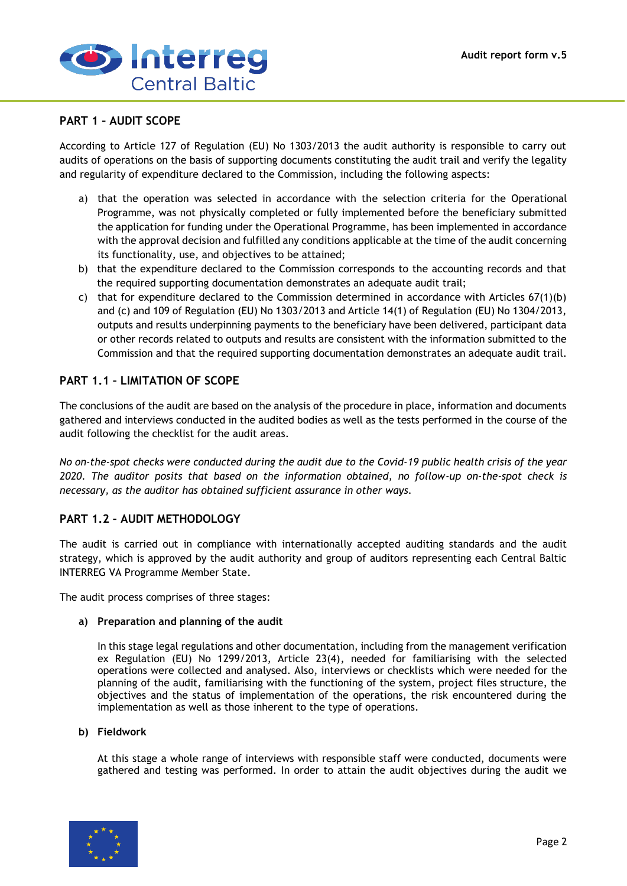## PART 1 – AUDIT SCOPE

According to Article 127 of Regulation (EU) No 1303/2013 the audit authority is responsible to carry out audits of operations on the basis of supporting documents constituting the audit trail and verify the legality and regularity of expenditure declared to the Commission, including the following aspects:

a) that the operation was selected in accordance with the selection criteria for the Operational Programme, was not physically completed or fully implemented before the beneficiary submitted the application for funding under the Operational Programme, has been implemented in accordance with the approval decision and fulfilled any conditions applicable at the time of the audit concerning its functionality, use, and objectives to be attained;
b) that the expenditure declared to the Commission corresponds to the accounting records and that the required supporting documentation demonstrates an adequate audit trail;
c) that for expenditure declared to the Commission determined in accordance with Articles 67(1)(b) and (c) and 109 of Regulation (EU) No 1303/2013 and Article 14(1) of Regulation (EU) No 1304/2013, outputs and results underpinning payments to the beneficiary have been delivered, participant data or other records related to outputs and results are consistent with the information submitted to the Commission and that the required supporting documentation demonstrates an adequate audit trail.

## PART 1.1 – LIMITATION OF SCOPE

The conclusions of the audit are based on the analysis of the procedure in place, information and documents gathered and interviews conducted in the audited bodies as well as the tests performed in the course of the audit following the checklist for the audit areas.

*No on-the-spot checks were conducted during the audit due to the Covid-19 public health crisis of the year 2020. The auditor posits that based on the information obtained, no follow-up on-the-spot check is necessary, as the auditor has obtained sufficient assurance in other ways.*

## PART 1.2 – AUDIT METHODOLOGY

The audit is carried out in compliance with internationally accepted auditing standards and the audit strategy, which is approved by the audit authority and group of auditors representing each Central Baltic INTERREG VA Programme Member State.

The audit process comprises of three stages:

**a) Preparation and planning of the audit**

In this stage legal regulations and other documentation, including from the management verification ex Regulation (EU) No 1299/2013, Article 23(4), needed for familiarising with the selected operations were collected and analysed. Also, interviews or checklists which were needed for the planning of the audit, familiarising with the functioning of the system, project files structure, the objectives and the status of implementation of the operations, the risk encountered during the implementation as well as those inherent to the type of operations.

**b) Fieldwork**

At this stage a whole range of interviews with responsible staff were conducted, documents were gathered and testing was performed. In order to attain the audit objectives during the audit we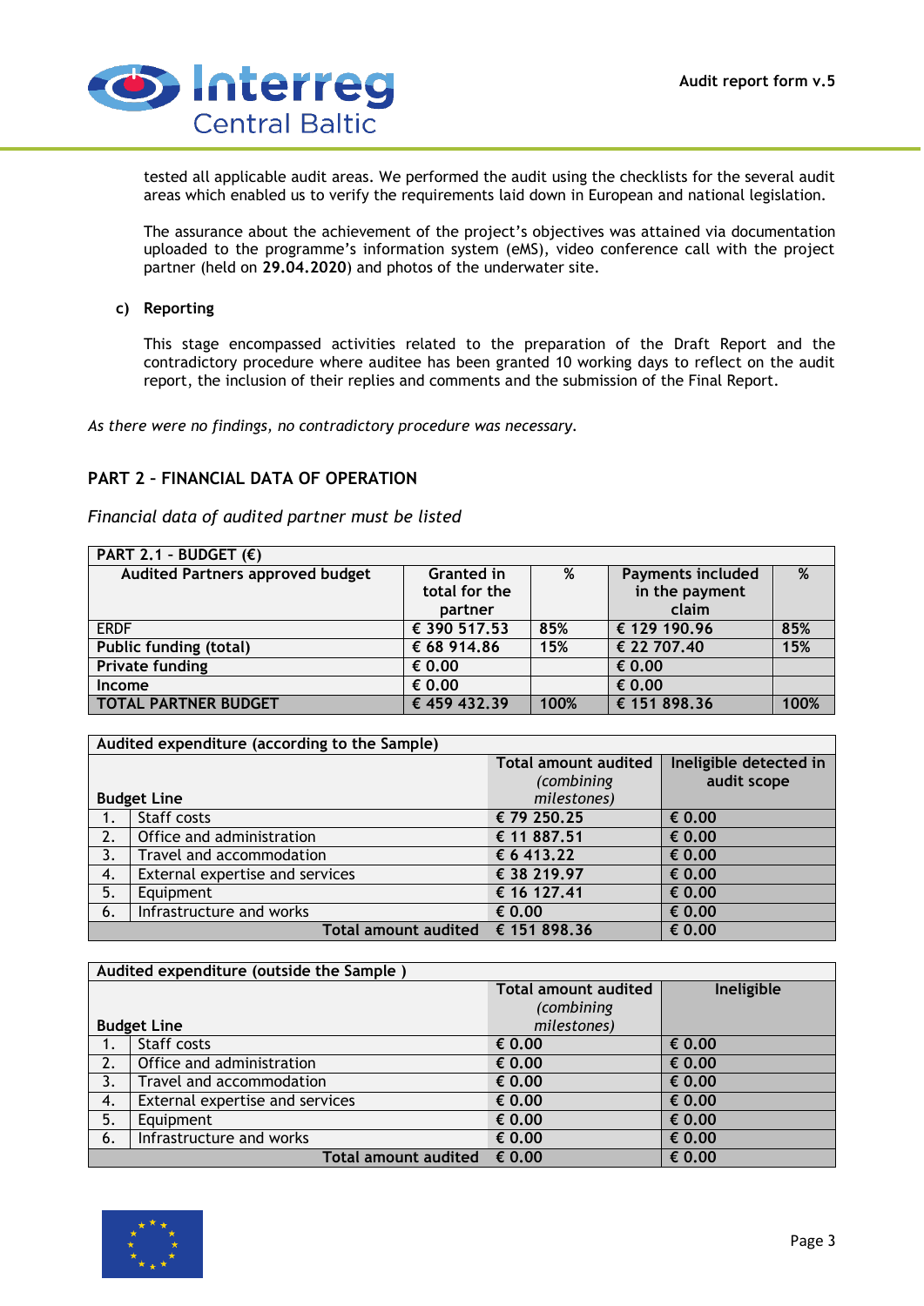tested all applicable audit areas. We performed the audit using the checklists for the several audit areas which enabled us to verify the requirements laid down in European and national legislation.

The assurance about the achievement of the project's objectives was attained via documentation uploaded to the programme's information system (eMS), video conference call with the project partner (held on **29.04.2020**) and photos of the underwater site.

**c) Reporting**

This stage encompassed activities related to the preparation of the Draft Report and the contradictory procedure where auditee has been granted 10 working days to reflect on the audit report, the inclusion of their replies and comments and the submission of the Final Report.

*As there were no findings, no contradictory procedure was necessary.*

## PART 2 – FINANCIAL DATA OF OPERATION

*Financial data of audited partner must be listed*

| PART 2.1 – BUDGET (€) | | | | |
|---|---|---|---|---|
| **Audited Partners approved budget** | **Granted in total for the partner** | **%** | **Payments included in the payment claim** | **%** |
| ERDF | € 390 517.53 | 85% | € 129 190.96 | 85% |
| **Public funding (total)** | € 68 914.86 | 15% | € 22 707.40 | 15% |
| **Private funding** | € 0.00 | | € 0.00 | |
| **Income** | € 0.00 | | € 0.00 | |
| **TOTAL PARTNER BUDGET** | **€ 459 432.39** | **100%** | **€ 151 898.36** | **100%** |

| Audited expenditure (according to the Sample) | | | |
|---|---|---|---|
| **Budget Line** | | **Total amount audited** *(combining milestones)* | **Ineligible detected in audit scope** |
| 1. | Staff costs | € 79 250.25 | € 0.00 |
| 2. | Office and administration | € 11 887.51 | € 0.00 |
| 3. | Travel and accommodation | € 6 413.22 | € 0.00 |
| 4. | External expertise and services | € 38 219.97 | € 0.00 |
| 5. | Equipment | € 16 127.41 | € 0.00 |
| 6. | Infrastructure and works | € 0.00 | € 0.00 |
| | **Total amount audited** | **€ 151 898.36** | **€ 0.00** |

| Audited expenditure (outside the Sample ) | | | |
|---|---|---|---|
| **Budget Line** | | **Total amount audited** *(combining milestones)* | **Ineligible** |
| 1. | Staff costs | € 0.00 | € 0.00 |
| 2. | Office and administration | € 0.00 | € 0.00 |
| 3. | Travel and accommodation | € 0.00 | € 0.00 |
| 4. | External expertise and services | € 0.00 | € 0.00 |
| 5. | Equipment | € 0.00 | € 0.00 |
| 6. | Infrastructure and works | € 0.00 | € 0.00 |
| | **Total amount audited** | **€ 0.00** | **€ 0.00** |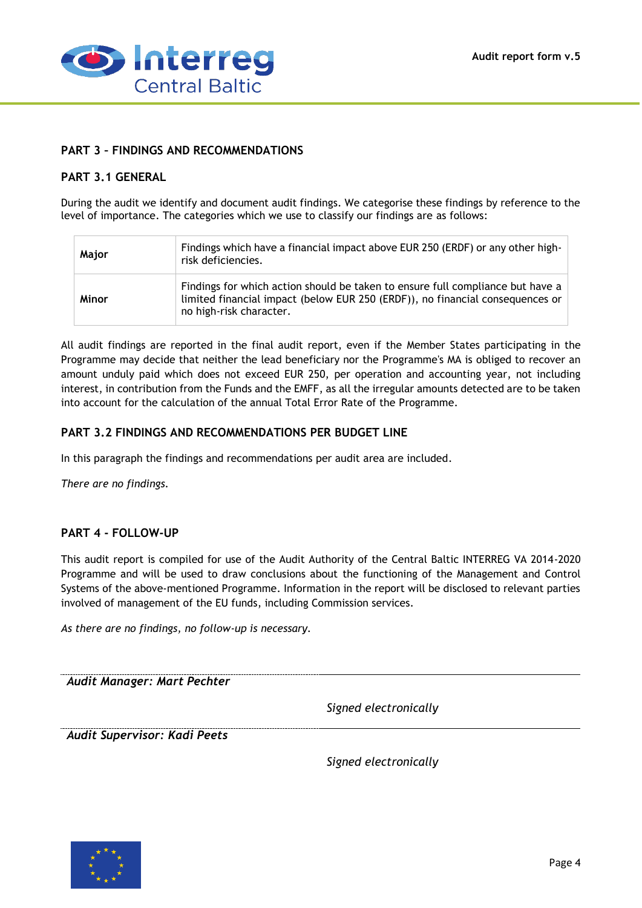## PART 3 – FINDINGS AND RECOMMENDATIONS

### PART 3.1 GENERAL

During the audit we identify and document audit findings. We categorise these findings by reference to the level of importance. The categories which we use to classify our findings are as follows:

| | |
|---|---|
| **Major** | Findings which have a financial impact above EUR 250 (ERDF) or any other high-risk deficiencies. |
| **Minor** | Findings for which action should be taken to ensure full compliance but have a limited financial impact (below EUR 250 (ERDF)), no financial consequences or no high-risk character. |

All audit findings are reported in the final audit report, even if the Member States participating in the Programme may decide that neither the lead beneficiary nor the Programme's MA is obliged to recover an amount unduly paid which does not exceed EUR 250, per operation and accounting year, not including interest, in contribution from the Funds and the EMFF, as all the irregular amounts detected are to be taken into account for the calculation of the annual Total Error Rate of the Programme.

### PART 3.2 FINDINGS AND RECOMMENDATIONS PER BUDGET LINE

In this paragraph the findings and recommendations per audit area are included.

*There are no findings.*

## PART 4 - FOLLOW-UP

This audit report is compiled for use of the Audit Authority of the Central Baltic INTERREG VA 2014-2020 Programme and will be used to draw conclusions about the functioning of the Management and Control Systems of the above-mentioned Programme. Information in the report will be disclosed to relevant parties involved of management of the EU funds, including Commission services.

*As there are no findings, no follow-up is necessary.*

***Audit Manager: Mart Pechter***

*Signed electronically*

***Audit Supervisor: Kadi Peets***

*Signed electronically*